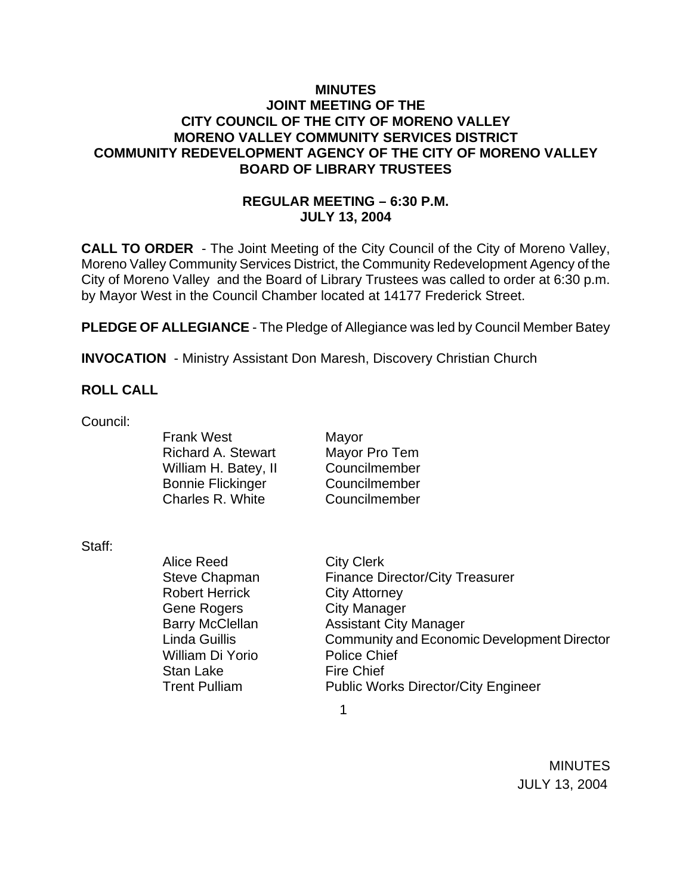**MINUTES**
**JOINT MEETING OF THE**
**CITY COUNCIL OF THE CITY OF MORENO VALLEY**
**MORENO VALLEY COMMUNITY SERVICES DISTRICT**
**COMMUNITY REDEVELOPMENT AGENCY OF THE CITY OF MORENO VALLEY**
**BOARD OF LIBRARY TRUSTEES**

**REGULAR MEETING – 6:30 P.M.**
**JULY 13, 2004**

**CALL TO ORDER** - The Joint Meeting of the City Council of the City of Moreno Valley, Moreno Valley Community Services District, the Community Redevelopment Agency of the City of Moreno Valley and the Board of Library Trustees was called to order at 6:30 p.m. by Mayor West in the Council Chamber located at 14177 Frederick Street.

**PLEDGE OF ALLEGIANCE** - The Pledge of Allegiance was led by Council Member Batey

**INVOCATION** - Ministry Assistant Don Maresh, Discovery Christian Church

**ROLL CALL**

Council:

| | |
|---|---|
| Frank West | Mayor |
| Richard A. Stewart | Mayor Pro Tem |
| William H. Batey, II | Councilmember |
| Bonnie Flickinger | Councilmember |
| Charles R. White | Councilmember |

Staff:

| | |
|---|---|
| Alice Reed | City Clerk |
| Steve Chapman | Finance Director/City Treasurer |
| Robert Herrick | City Attorney |
| Gene Rogers | City Manager |
| Barry McClellan | Assistant City Manager |
| Linda Guillis | Community and Economic Development Director |
| William Di Yorio | Police Chief |
| Stan Lake | Fire Chief |
| Trent Pulliam | Public Works Director/City Engineer |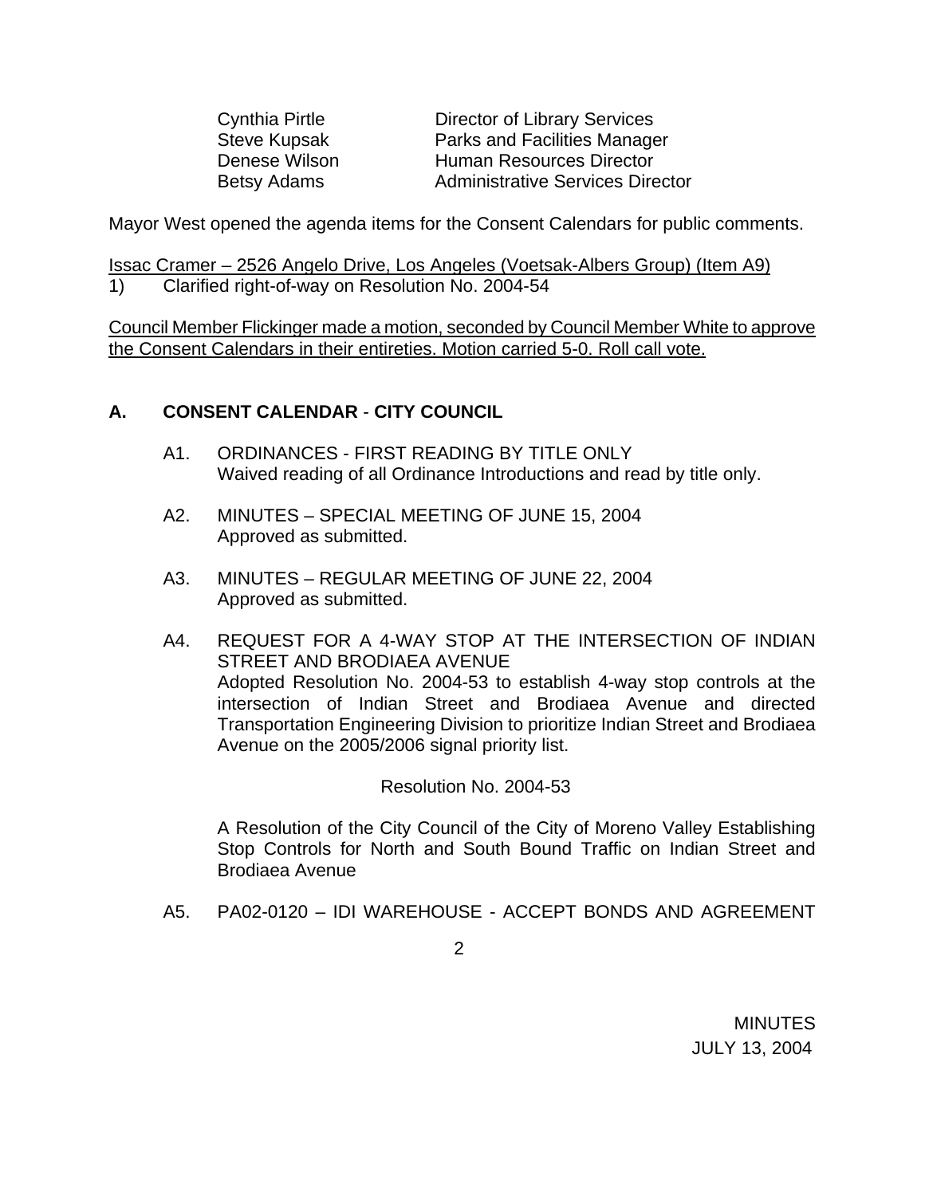| | |
|---|---|
| Cynthia Pirtle | Director of Library Services |
| Steve Kupsak | Parks and Facilities Manager |
| Denese Wilson | Human Resources Director |
| Betsy Adams | Administrative Services Director |

Mayor West opened the agenda items for the Consent Calendars for public comments.

<u>Issac Cramer – 2526 Angelo Drive, Los Angeles (Voetsak-Albers Group) (Item A9)</u>

1) Clarified right-of-way on Resolution No. 2004-54

<u>Council Member Flickinger made a motion, seconded by Council Member White to approve the Consent Calendars in their entireties. Motion carried 5-0. Roll call vote.</u>

## A. CONSENT CALENDAR - CITY COUNCIL

A1. ORDINANCES - FIRST READING BY TITLE ONLY
Waived reading of all Ordinance Introductions and read by title only.

A2. MINUTES – SPECIAL MEETING OF JUNE 15, 2004
Approved as submitted.

A3. MINUTES – REGULAR MEETING OF JUNE 22, 2004
Approved as submitted.

A4. REQUEST FOR A 4-WAY STOP AT THE INTERSECTION OF INDIAN STREET AND BRODIAEA AVENUE
Adopted Resolution No. 2004-53 to establish 4-way stop controls at the intersection of Indian Street and Brodiaea Avenue and directed Transportation Engineering Division to prioritize Indian Street and Brodiaea Avenue on the 2005/2006 signal priority list.

Resolution No. 2004-53

A Resolution of the City Council of the City of Moreno Valley Establishing Stop Controls for North and South Bound Traffic on Indian Street and Brodiaea Avenue

A5. PA02-0120 – IDI WAREHOUSE - ACCEPT BONDS AND AGREEMENT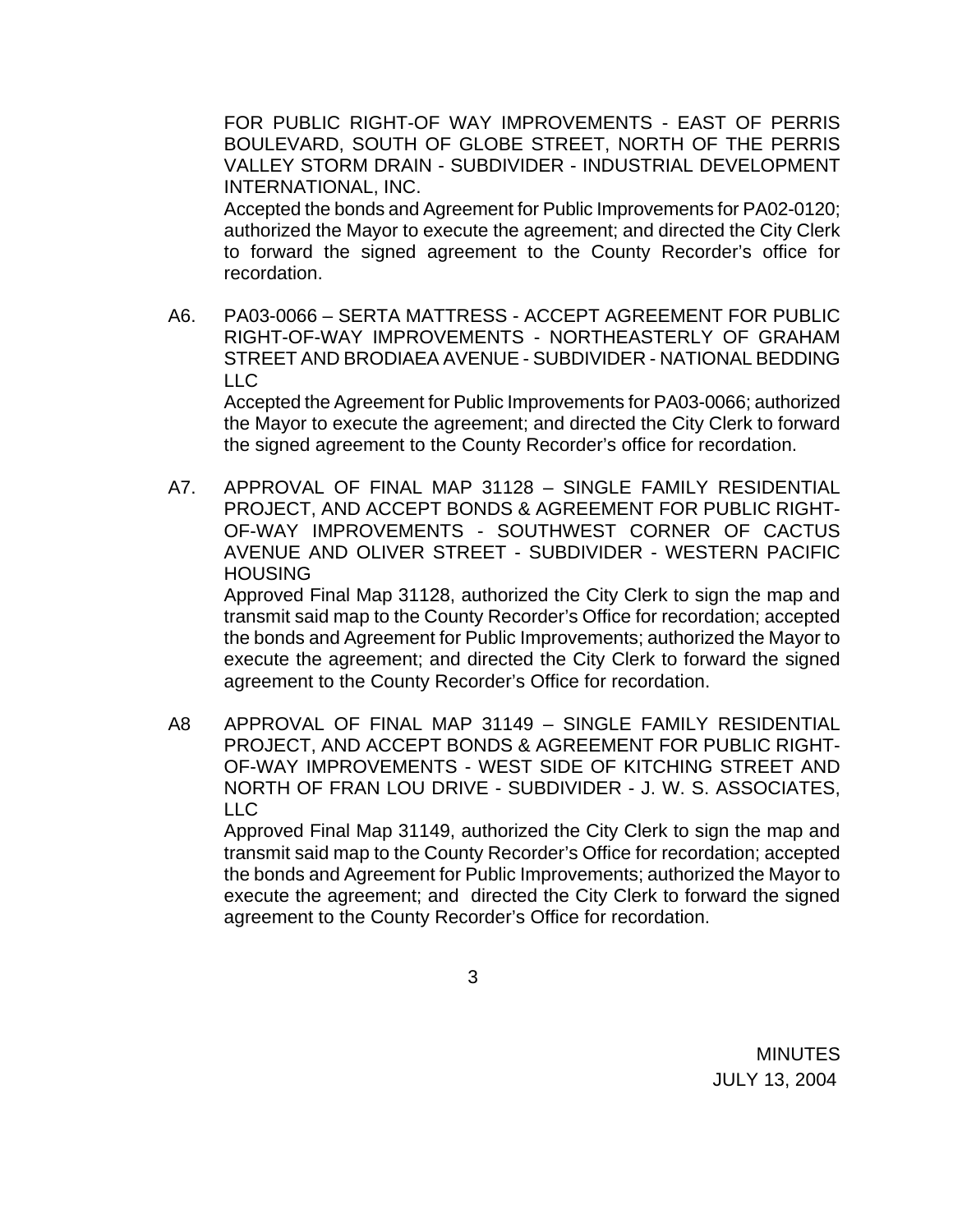FOR PUBLIC RIGHT-OF WAY IMPROVEMENTS - EAST OF PERRIS BOULEVARD, SOUTH OF GLOBE STREET, NORTH OF THE PERRIS VALLEY STORM DRAIN - SUBDIVIDER - INDUSTRIAL DEVELOPMENT INTERNATIONAL, INC.

Accepted the bonds and Agreement for Public Improvements for PA02-0120; authorized the Mayor to execute the agreement; and directed the City Clerk to forward the signed agreement to the County Recorder's office for recordation.

A6. PA03-0066 – SERTA MATTRESS - ACCEPT AGREEMENT FOR PUBLIC RIGHT-OF-WAY IMPROVEMENTS - NORTHEASTERLY OF GRAHAM STREET AND BRODIAEA AVENUE - SUBDIVIDER - NATIONAL BEDDING LLC

Accepted the Agreement for Public Improvements for PA03-0066; authorized the Mayor to execute the agreement; and directed the City Clerk to forward the signed agreement to the County Recorder's office for recordation.

A7. APPROVAL OF FINAL MAP 31128 – SINGLE FAMILY RESIDENTIAL PROJECT, AND ACCEPT BONDS & AGREEMENT FOR PUBLIC RIGHT-OF-WAY IMPROVEMENTS - SOUTHWEST CORNER OF CACTUS AVENUE AND OLIVER STREET - SUBDIVIDER - WESTERN PACIFIC HOUSING

Approved Final Map 31128, authorized the City Clerk to sign the map and transmit said map to the County Recorder's Office for recordation; accepted the bonds and Agreement for Public Improvements; authorized the Mayor to execute the agreement; and directed the City Clerk to forward the signed agreement to the County Recorder's Office for recordation.

A8 APPROVAL OF FINAL MAP 31149 – SINGLE FAMILY RESIDENTIAL PROJECT, AND ACCEPT BONDS & AGREEMENT FOR PUBLIC RIGHT-OF-WAY IMPROVEMENTS - WEST SIDE OF KITCHING STREET AND NORTH OF FRAN LOU DRIVE - SUBDIVIDER - J. W. S. ASSOCIATES, LLC

Approved Final Map 31149, authorized the City Clerk to sign the map and transmit said map to the County Recorder's Office for recordation; accepted the bonds and Agreement for Public Improvements; authorized the Mayor to execute the agreement; and directed the City Clerk to forward the signed agreement to the County Recorder's Office for recordation.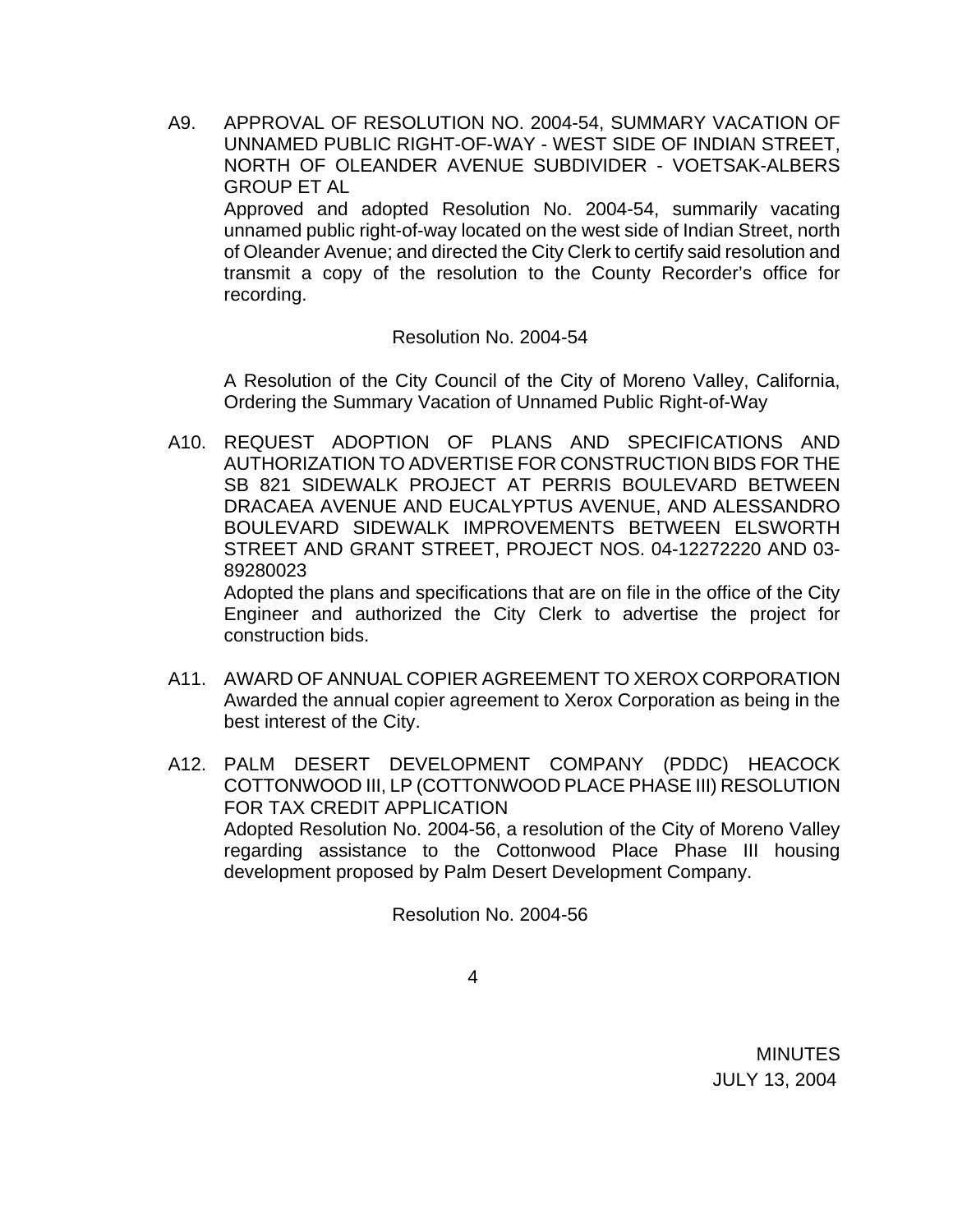A9. APPROVAL OF RESOLUTION NO. 2004-54, SUMMARY VACATION OF UNNAMED PUBLIC RIGHT-OF-WAY - WEST SIDE OF INDIAN STREET, NORTH OF OLEANDER AVENUE SUBDIVIDER - VOETSAK-ALBERS GROUP ET AL

Approved and adopted Resolution No. 2004-54, summarily vacating unnamed public right-of-way located on the west side of Indian Street, north of Oleander Avenue; and directed the City Clerk to certify said resolution and transmit a copy of the resolution to the County Recorder's office for recording.

Resolution No. 2004-54

A Resolution of the City Council of the City of Moreno Valley, California, Ordering the Summary Vacation of Unnamed Public Right-of-Way

A10. REQUEST ADOPTION OF PLANS AND SPECIFICATIONS AND AUTHORIZATION TO ADVERTISE FOR CONSTRUCTION BIDS FOR THE SB 821 SIDEWALK PROJECT AT PERRIS BOULEVARD BETWEEN DRACAEA AVENUE AND EUCALYPTUS AVENUE, AND ALESSANDRO BOULEVARD SIDEWALK IMPROVEMENTS BETWEEN ELSWORTH STREET AND GRANT STREET, PROJECT NOS. 04-12272220 AND 03-89280023

Adopted the plans and specifications that are on file in the office of the City Engineer and authorized the City Clerk to advertise the project for construction bids.

A11. AWARD OF ANNUAL COPIER AGREEMENT TO XEROX CORPORATION

Awarded the annual copier agreement to Xerox Corporation as being in the best interest of the City.

A12. PALM DESERT DEVELOPMENT COMPANY (PDDC) HEACOCK COTTONWOOD III, LP (COTTONWOOD PLACE PHASE III) RESOLUTION FOR TAX CREDIT APPLICATION

Adopted Resolution No. 2004-56, a resolution of the City of Moreno Valley regarding assistance to the Cottonwood Place Phase III housing development proposed by Palm Desert Development Company.

Resolution No. 2004-56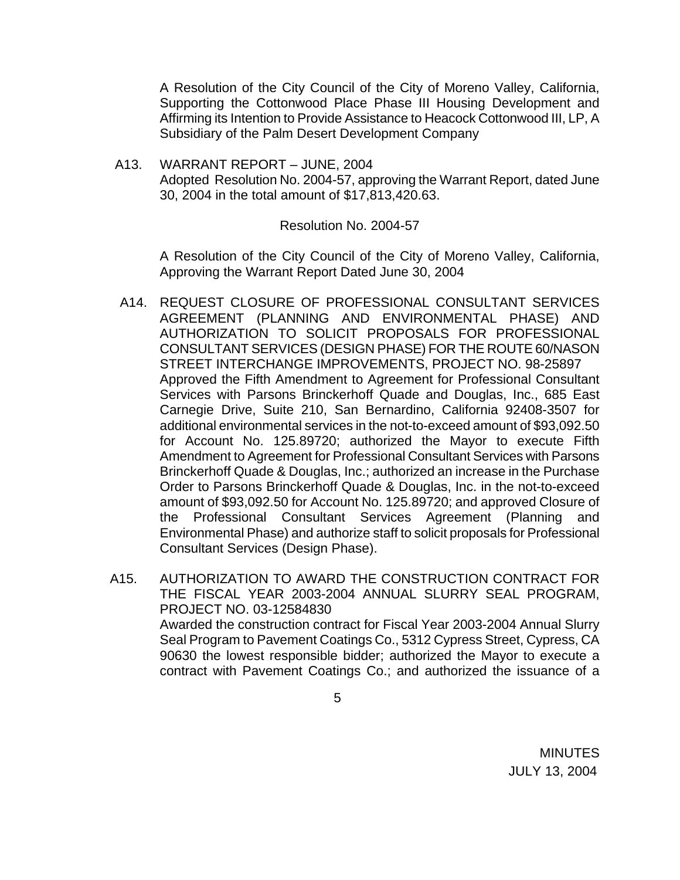A Resolution of the City Council of the City of Moreno Valley, California, Supporting the Cottonwood Place Phase III Housing Development and Affirming its Intention to Provide Assistance to Heacock Cottonwood III, LP, A Subsidiary of the Palm Desert Development Company

A13. WARRANT REPORT – JUNE, 2004
Adopted Resolution No. 2004-57, approving the Warrant Report, dated June 30, 2004 in the total amount of $17,813,420.63.

Resolution No. 2004-57

A Resolution of the City Council of the City of Moreno Valley, California, Approving the Warrant Report Dated June 30, 2004

A14. REQUEST CLOSURE OF PROFESSIONAL CONSULTANT SERVICES AGREEMENT (PLANNING AND ENVIRONMENTAL PHASE) AND AUTHORIZATION TO SOLICIT PROPOSALS FOR PROFESSIONAL CONSULTANT SERVICES (DESIGN PHASE) FOR THE ROUTE 60/NASON STREET INTERCHANGE IMPROVEMENTS, PROJECT NO. 98-25897
Approved the Fifth Amendment to Agreement for Professional Consultant Services with Parsons Brinckerhoff Quade and Douglas, Inc., 685 East Carnegie Drive, Suite 210, San Bernardino, California 92408-3507 for additional environmental services in the not-to-exceed amount of $93,092.50 for Account No. 125.89720; authorized the Mayor to execute Fifth Amendment to Agreement for Professional Consultant Services with Parsons Brinckerhoff Quade & Douglas, Inc.; authorized an increase in the Purchase Order to Parsons Brinckerhoff Quade & Douglas, Inc. in the not-to-exceed amount of $93,092.50 for Account No. 125.89720; and approved Closure of the Professional Consultant Services Agreement (Planning and Environmental Phase) and authorize staff to solicit proposals for Professional Consultant Services (Design Phase).

A15. AUTHORIZATION TO AWARD THE CONSTRUCTION CONTRACT FOR THE FISCAL YEAR 2003-2004 ANNUAL SLURRY SEAL PROGRAM, PROJECT NO. 03-12584830
Awarded the construction contract for Fiscal Year 2003-2004 Annual Slurry Seal Program to Pavement Coatings Co., 5312 Cypress Street, Cypress, CA 90630 the lowest responsible bidder; authorized the Mayor to execute a contract with Pavement Coatings Co.; and authorized the issuance of a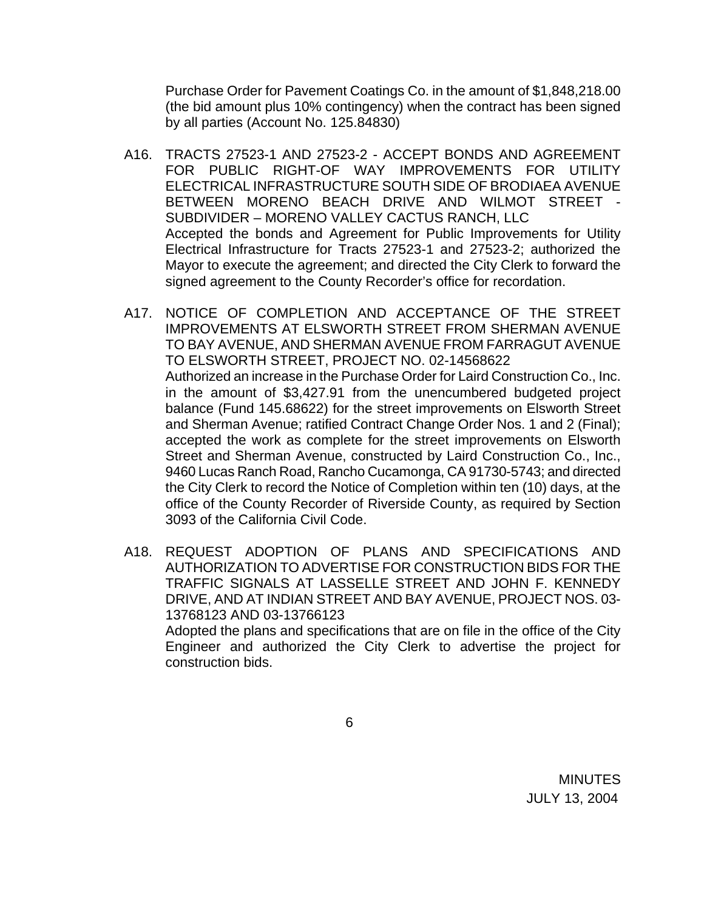Purchase Order for Pavement Coatings Co. in the amount of $1,848,218.00 (the bid amount plus 10% contingency) when the contract has been signed by all parties (Account No. 125.84830)

A16. TRACTS 27523-1 AND 27523-2 - ACCEPT BONDS AND AGREEMENT FOR PUBLIC RIGHT-OF WAY IMPROVEMENTS FOR UTILITY ELECTRICAL INFRASTRUCTURE SOUTH SIDE OF BRODIAEA AVENUE BETWEEN MORENO BEACH DRIVE AND WILMOT STREET - SUBDIVIDER – MORENO VALLEY CACTUS RANCH, LLC
Accepted the bonds and Agreement for Public Improvements for Utility Electrical Infrastructure for Tracts 27523-1 and 27523-2; authorized the Mayor to execute the agreement; and directed the City Clerk to forward the signed agreement to the County Recorder's office for recordation.

A17. NOTICE OF COMPLETION AND ACCEPTANCE OF THE STREET IMPROVEMENTS AT ELSWORTH STREET FROM SHERMAN AVENUE TO BAY AVENUE, AND SHERMAN AVENUE FROM FARRAGUT AVENUE TO ELSWORTH STREET, PROJECT NO. 02-14568622
Authorized an increase in the Purchase Order for Laird Construction Co., Inc. in the amount of $3,427.91 from the unencumbered budgeted project balance (Fund 145.68622) for the street improvements on Elsworth Street and Sherman Avenue; ratified Contract Change Order Nos. 1 and 2 (Final); accepted the work as complete for the street improvements on Elsworth Street and Sherman Avenue, constructed by Laird Construction Co., Inc., 9460 Lucas Ranch Road, Rancho Cucamonga, CA 91730-5743; and directed the City Clerk to record the Notice of Completion within ten (10) days, at the office of the County Recorder of Riverside County, as required by Section 3093 of the California Civil Code.

A18. REQUEST ADOPTION OF PLANS AND SPECIFICATIONS AND AUTHORIZATION TO ADVERTISE FOR CONSTRUCTION BIDS FOR THE TRAFFIC SIGNALS AT LASSELLE STREET AND JOHN F. KENNEDY DRIVE, AND AT INDIAN STREET AND BAY AVENUE, PROJECT NOS. 03-13768123 AND 03-13766123
Adopted the plans and specifications that are on file in the office of the City Engineer and authorized the City Clerk to advertise the project for construction bids.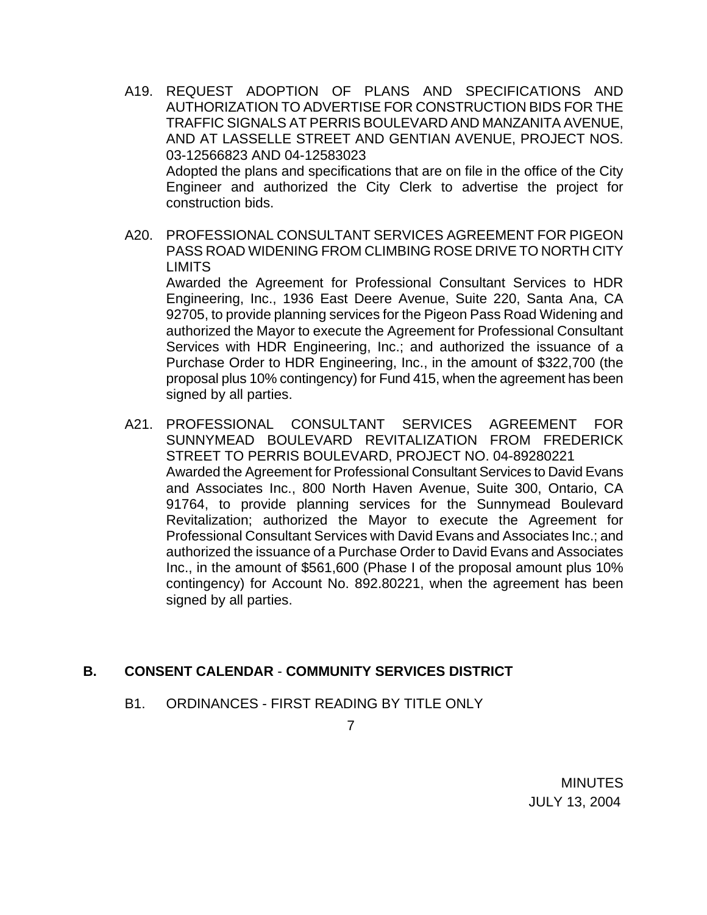A19. REQUEST ADOPTION OF PLANS AND SPECIFICATIONS AND AUTHORIZATION TO ADVERTISE FOR CONSTRUCTION BIDS FOR THE TRAFFIC SIGNALS AT PERRIS BOULEVARD AND MANZANITA AVENUE, AND AT LASSELLE STREET AND GENTIAN AVENUE, PROJECT NOS. 03-12566823 AND 04-12583023

Adopted the plans and specifications that are on file in the office of the City Engineer and authorized the City Clerk to advertise the project for construction bids.

A20. PROFESSIONAL CONSULTANT SERVICES AGREEMENT FOR PIGEON PASS ROAD WIDENING FROM CLIMBING ROSE DRIVE TO NORTH CITY LIMITS

Awarded the Agreement for Professional Consultant Services to HDR Engineering, Inc., 1936 East Deere Avenue, Suite 220, Santa Ana, CA 92705, to provide planning services for the Pigeon Pass Road Widening and authorized the Mayor to execute the Agreement for Professional Consultant Services with HDR Engineering, Inc.; and authorized the issuance of a Purchase Order to HDR Engineering, Inc., in the amount of $322,700 (the proposal plus 10% contingency) for Fund 415, when the agreement has been signed by all parties.

A21. PROFESSIONAL CONSULTANT SERVICES AGREEMENT FOR SUNNYMEAD BOULEVARD REVITALIZATION FROM FREDERICK STREET TO PERRIS BOULEVARD, PROJECT NO. 04-89280221

Awarded the Agreement for Professional Consultant Services to David Evans and Associates Inc., 800 North Haven Avenue, Suite 300, Ontario, CA 91764, to provide planning services for the Sunnymead Boulevard Revitalization; authorized the Mayor to execute the Agreement for Professional Consultant Services with David Evans and Associates Inc.; and authorized the issuance of a Purchase Order to David Evans and Associates Inc., in the amount of $561,600 (Phase I of the proposal amount plus 10% contingency) for Account No. 892.80221, when the agreement has been signed by all parties.

## B. CONSENT CALENDAR - COMMUNITY SERVICES DISTRICT

B1. ORDINANCES - FIRST READING BY TITLE ONLY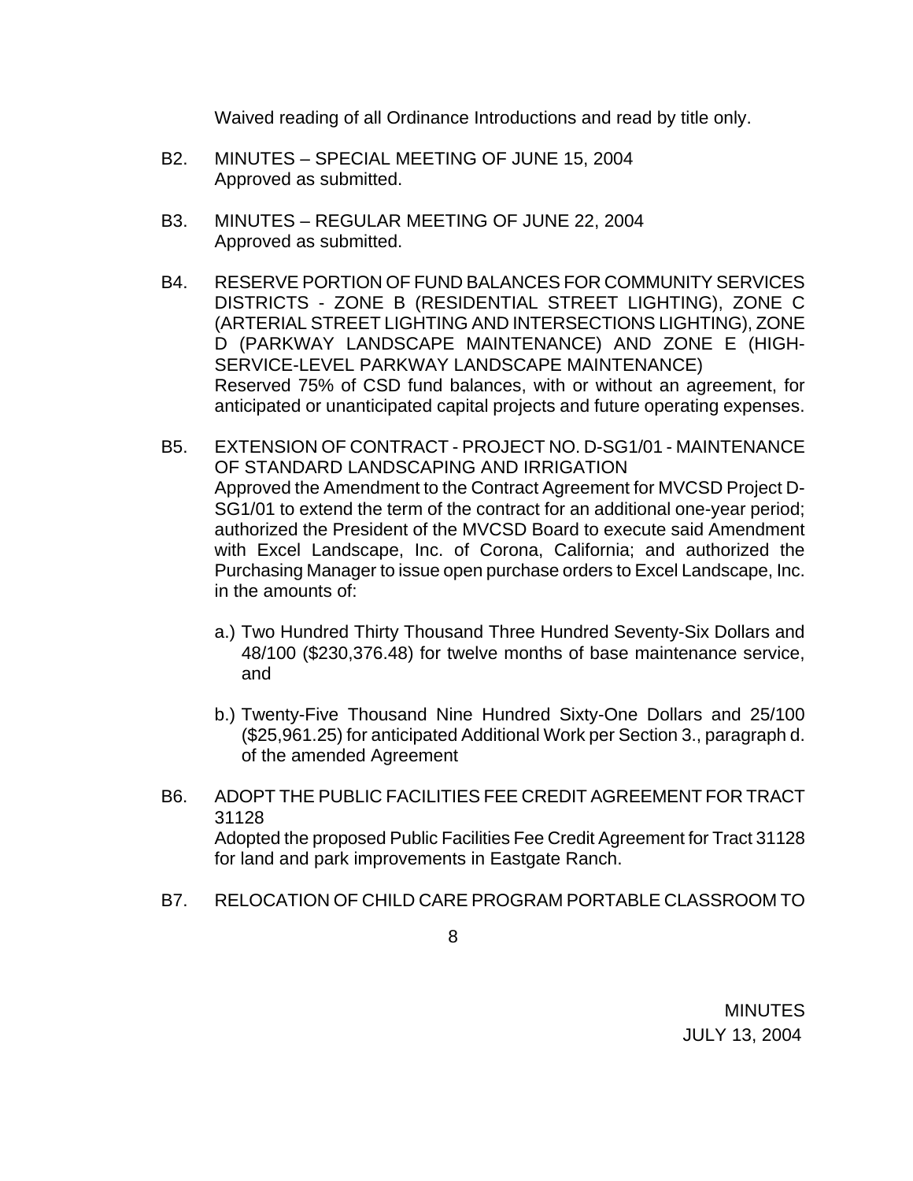Waived reading of all Ordinance Introductions and read by title only.

B2. MINUTES – SPECIAL MEETING OF JUNE 15, 2004
Approved as submitted.

B3. MINUTES – REGULAR MEETING OF JUNE 22, 2004
Approved as submitted.

B4. RESERVE PORTION OF FUND BALANCES FOR COMMUNITY SERVICES DISTRICTS - ZONE B (RESIDENTIAL STREET LIGHTING), ZONE C (ARTERIAL STREET LIGHTING AND INTERSECTIONS LIGHTING), ZONE D (PARKWAY LANDSCAPE MAINTENANCE) AND ZONE E (HIGH-SERVICE-LEVEL PARKWAY LANDSCAPE MAINTENANCE)
Reserved 75% of CSD fund balances, with or without an agreement, for anticipated or unanticipated capital projects and future operating expenses.

B5. EXTENSION OF CONTRACT - PROJECT NO. D-SG1/01 - MAINTENANCE OF STANDARD LANDSCAPING AND IRRIGATION
Approved the Amendment to the Contract Agreement for MVCSD Project D-SG1/01 to extend the term of the contract for an additional one-year period; authorized the President of the MVCSD Board to execute said Amendment with Excel Landscape, Inc. of Corona, California; and authorized the Purchasing Manager to issue open purchase orders to Excel Landscape, Inc. in the amounts of:

a.) Two Hundred Thirty Thousand Three Hundred Seventy-Six Dollars and 48/100 ($230,376.48) for twelve months of base maintenance service, and

b.) Twenty-Five Thousand Nine Hundred Sixty-One Dollars and 25/100 ($25,961.25) for anticipated Additional Work per Section 3., paragraph d. of the amended Agreement

B6. ADOPT THE PUBLIC FACILITIES FEE CREDIT AGREEMENT FOR TRACT 31128
Adopted the proposed Public Facilities Fee Credit Agreement for Tract 31128 for land and park improvements in Eastgate Ranch.

B7. RELOCATION OF CHILD CARE PROGRAM PORTABLE CLASSROOM TO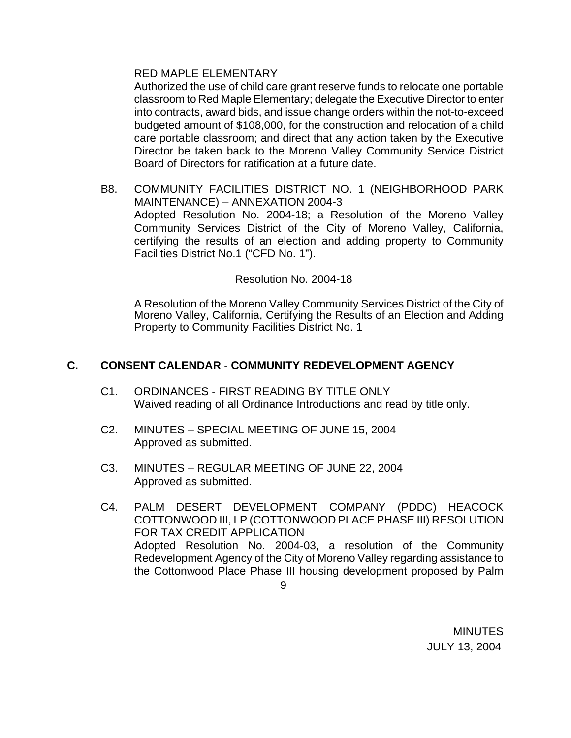RED MAPLE ELEMENTARY

Authorized the use of child care grant reserve funds to relocate one portable classroom to Red Maple Elementary; delegate the Executive Director to enter into contracts, award bids, and issue change orders within the not-to-exceed budgeted amount of $108,000, for the construction and relocation of a child care portable classroom; and direct that any action taken by the Executive Director be taken back to the Moreno Valley Community Service District Board of Directors for ratification at a future date.

B8. COMMUNITY FACILITIES DISTRICT NO. 1 (NEIGHBORHOOD PARK MAINTENANCE) – ANNEXATION 2004-3
Adopted Resolution No. 2004-18; a Resolution of the Moreno Valley Community Services District of the City of Moreno Valley, California, certifying the results of an election and adding property to Community Facilities District No.1 (“CFD No. 1”).

Resolution No. 2004-18

A Resolution of the Moreno Valley Community Services District of the City of Moreno Valley, California, Certifying the Results of an Election and Adding Property to Community Facilities District No. 1

## C. CONSENT CALENDAR - COMMUNITY REDEVELOPMENT AGENCY

C1. ORDINANCES - FIRST READING BY TITLE ONLY
Waived reading of all Ordinance Introductions and read by title only.

C2. MINUTES – SPECIAL MEETING OF JUNE 15, 2004
Approved as submitted.

C3. MINUTES – REGULAR MEETING OF JUNE 22, 2004
Approved as submitted.

C4. PALM DESERT DEVELOPMENT COMPANY (PDDC) HEACOCK COTTONWOOD III, LP (COTTONWOOD PLACE PHASE III) RESOLUTION FOR TAX CREDIT APPLICATION
Adopted Resolution No. 2004-03, a resolution of the Community Redevelopment Agency of the City of Moreno Valley regarding assistance to the Cottonwood Place Phase III housing development proposed by Palm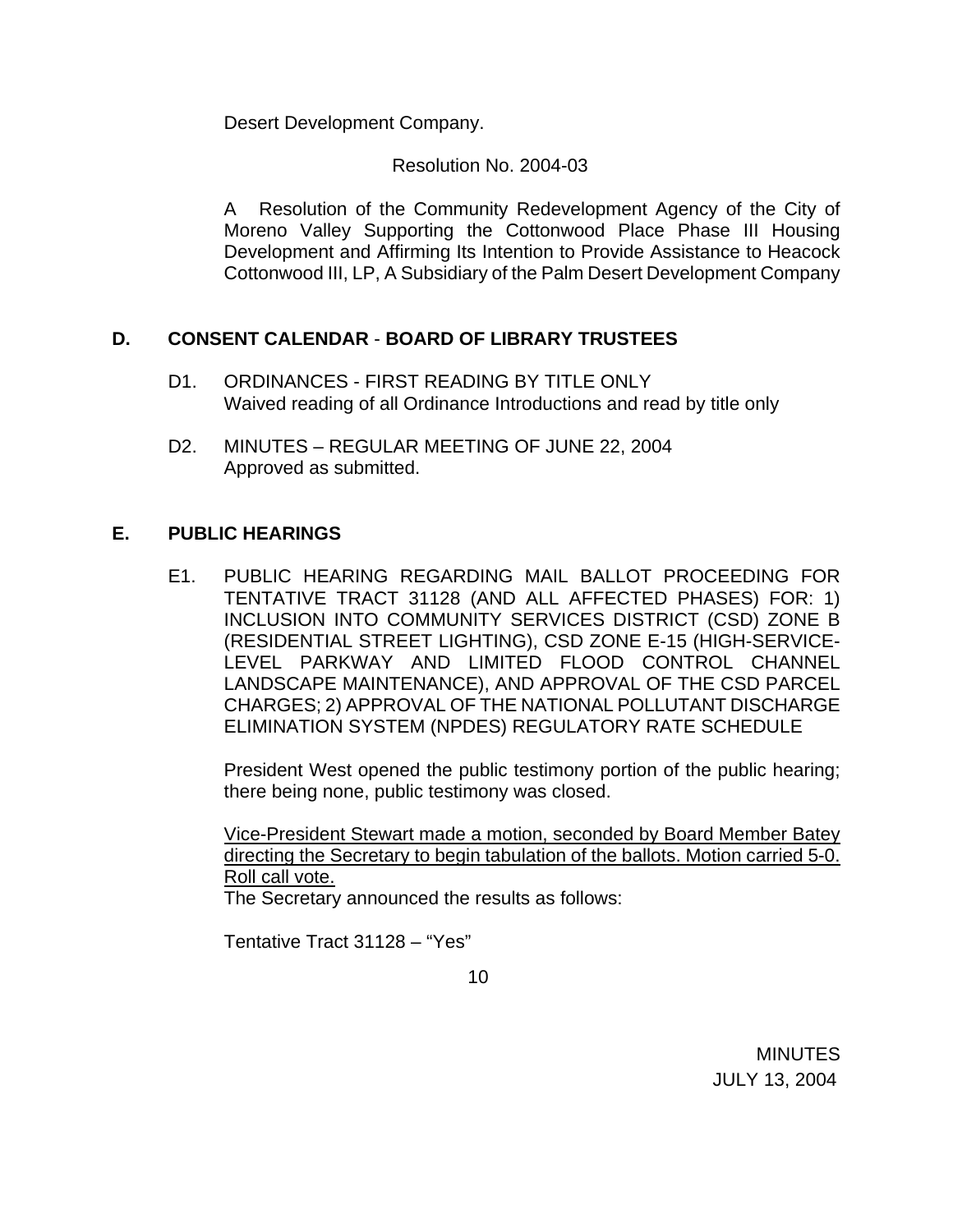Desert Development Company.

Resolution No. 2004-03

A Resolution of the Community Redevelopment Agency of the City of Moreno Valley Supporting the Cottonwood Place Phase III Housing Development and Affirming Its Intention to Provide Assistance to Heacock Cottonwood III, LP, A Subsidiary of the Palm Desert Development Company

## D. CONSENT CALENDAR - BOARD OF LIBRARY TRUSTEES

D1. ORDINANCES - FIRST READING BY TITLE ONLY
Waived reading of all Ordinance Introductions and read by title only

D2. MINUTES – REGULAR MEETING OF JUNE 22, 2004
Approved as submitted.

## E. PUBLIC HEARINGS

E1. PUBLIC HEARING REGARDING MAIL BALLOT PROCEEDING FOR TENTATIVE TRACT 31128 (AND ALL AFFECTED PHASES) FOR: 1) INCLUSION INTO COMMUNITY SERVICES DISTRICT (CSD) ZONE B (RESIDENTIAL STREET LIGHTING), CSD ZONE E-15 (HIGH-SERVICE-LEVEL PARKWAY AND LIMITED FLOOD CONTROL CHANNEL LANDSCAPE MAINTENANCE), AND APPROVAL OF THE CSD PARCEL CHARGES; 2) APPROVAL OF THE NATIONAL POLLUTANT DISCHARGE ELIMINATION SYSTEM (NPDES) REGULATORY RATE SCHEDULE

President West opened the public testimony portion of the public hearing; there being none, public testimony was closed.

<u>Vice-President Stewart made a motion, seconded by Board Member Batey directing the Secretary to begin tabulation of the ballots. Motion carried 5-0. Roll call vote.</u>

The Secretary announced the results as follows:

Tentative Tract 31128 – "Yes"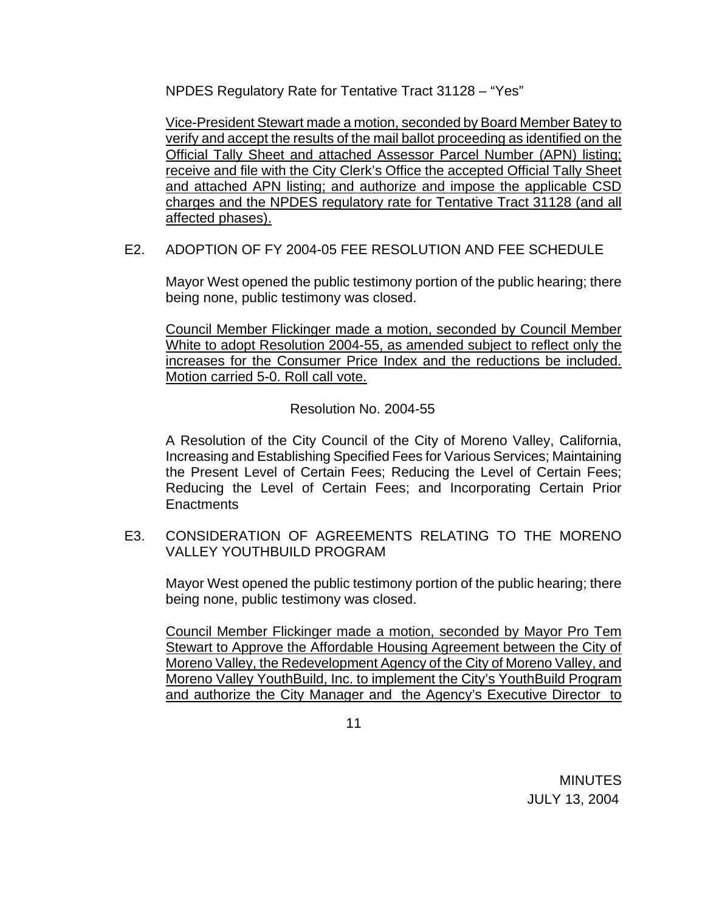NPDES Regulatory Rate for Tentative Tract 31128 – "Yes"

Vice-President Stewart made a motion, seconded by Board Member Batey to verify and accept the results of the mail ballot proceeding as identified on the Official Tally Sheet and attached Assessor Parcel Number (APN) listing; receive and file with the City Clerk's Office the accepted Official Tally Sheet and attached APN listing; and authorize and impose the applicable CSD charges and the NPDES regulatory rate for Tentative Tract 31128 (and all affected phases).

E2. ADOPTION OF FY 2004-05 FEE RESOLUTION AND FEE SCHEDULE

Mayor West opened the public testimony portion of the public hearing; there being none, public testimony was closed.

Council Member Flickinger made a motion, seconded by Council Member White to adopt Resolution 2004-55, as amended subject to reflect only the increases for the Consumer Price Index and the reductions be included. Motion carried 5-0. Roll call vote.

Resolution No. 2004-55

A Resolution of the City Council of the City of Moreno Valley, California, Increasing and Establishing Specified Fees for Various Services; Maintaining the Present Level of Certain Fees; Reducing the Level of Certain Fees; Reducing the Level of Certain Fees; and Incorporating Certain Prior Enactments

E3. CONSIDERATION OF AGREEMENTS RELATING TO THE MORENO VALLEY YOUTHBUILD PROGRAM

Mayor West opened the public testimony portion of the public hearing; there being none, public testimony was closed.

Council Member Flickinger made a motion, seconded by Mayor Pro Tem Stewart to Approve the Affordable Housing Agreement between the City of Moreno Valley, the Redevelopment Agency of the City of Moreno Valley, and Moreno Valley YouthBuild, Inc. to implement the City's YouthBuild Program and authorize the City Manager and the Agency's Executive Director to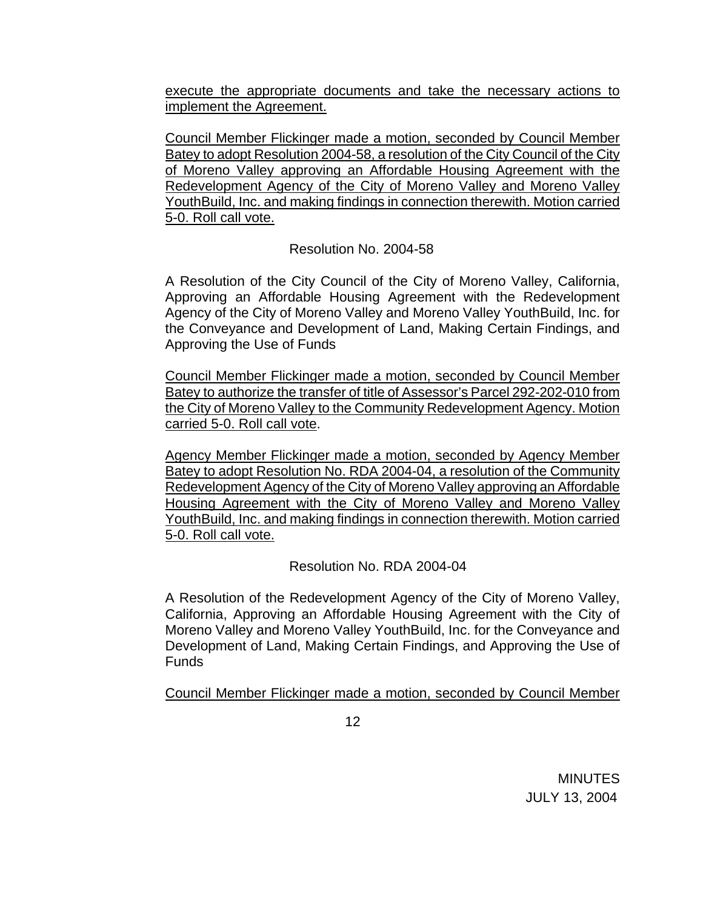execute the appropriate documents and take the necessary actions to implement the Agreement.

Council Member Flickinger made a motion, seconded by Council Member Batey to adopt Resolution 2004-58, a resolution of the City Council of the City of Moreno Valley approving an Affordable Housing Agreement with the Redevelopment Agency of the City of Moreno Valley and Moreno Valley YouthBuild, Inc. and making findings in connection therewith. Motion carried 5-0. Roll call vote.

Resolution No. 2004-58

A Resolution of the City Council of the City of Moreno Valley, California, Approving an Affordable Housing Agreement with the Redevelopment Agency of the City of Moreno Valley and Moreno Valley YouthBuild, Inc. for the Conveyance and Development of Land, Making Certain Findings, and Approving the Use of Funds

Council Member Flickinger made a motion, seconded by Council Member Batey to authorize the transfer of title of Assessor's Parcel 292-202-010 from the City of Moreno Valley to the Community Redevelopment Agency. Motion carried 5-0. Roll call vote.

Agency Member Flickinger made a motion, seconded by Agency Member Batey to adopt Resolution No. RDA 2004-04, a resolution of the Community Redevelopment Agency of the City of Moreno Valley approving an Affordable Housing Agreement with the City of Moreno Valley and Moreno Valley YouthBuild, Inc. and making findings in connection therewith. Motion carried 5-0. Roll call vote.

Resolution No. RDA 2004-04

A Resolution of the Redevelopment Agency of the City of Moreno Valley, California, Approving an Affordable Housing Agreement with the City of Moreno Valley and Moreno Valley YouthBuild, Inc. for the Conveyance and Development of Land, Making Certain Findings, and Approving the Use of Funds

Council Member Flickinger made a motion, seconded by Council Member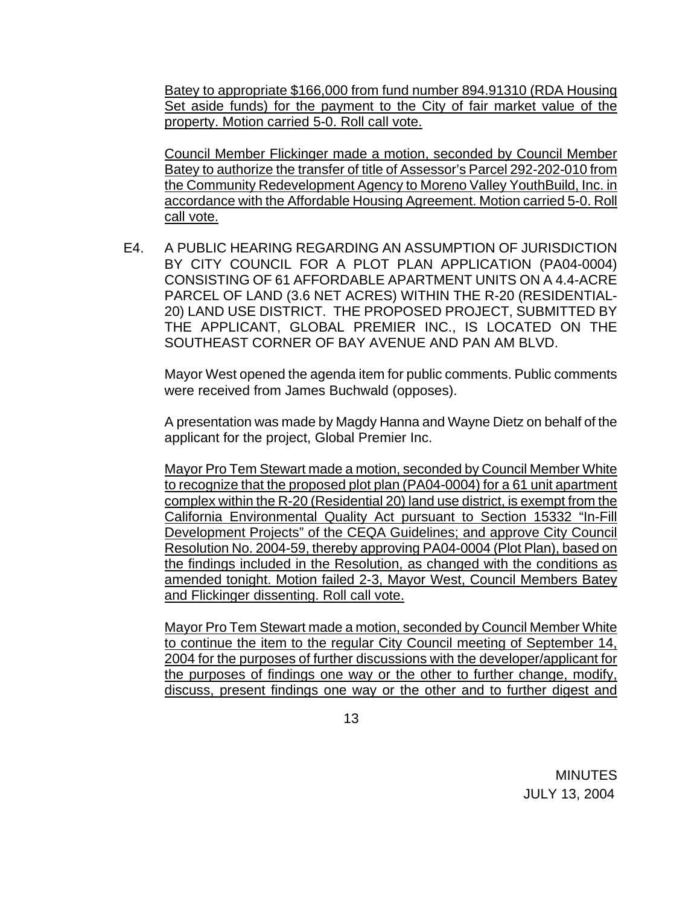Batey to appropriate $166,000 from fund number 894.91310 (RDA Housing Set aside funds) for the payment to the City of fair market value of the property. Motion carried 5-0. Roll call vote.

Council Member Flickinger made a motion, seconded by Council Member Batey to authorize the transfer of title of Assessor's Parcel 292-202-010 from the Community Redevelopment Agency to Moreno Valley YouthBuild, Inc. in accordance with the Affordable Housing Agreement. Motion carried 5-0. Roll call vote.

E4. A PUBLIC HEARING REGARDING AN ASSUMPTION OF JURISDICTION BY CITY COUNCIL FOR A PLOT PLAN APPLICATION (PA04-0004) CONSISTING OF 61 AFFORDABLE APARTMENT UNITS ON A 4.4-ACRE PARCEL OF LAND (3.6 NET ACRES) WITHIN THE R-20 (RESIDENTIAL-20) LAND USE DISTRICT. THE PROPOSED PROJECT, SUBMITTED BY THE APPLICANT, GLOBAL PREMIER INC., IS LOCATED ON THE SOUTHEAST CORNER OF BAY AVENUE AND PAN AM BLVD.

Mayor West opened the agenda item for public comments. Public comments were received from James Buchwald (opposes).

A presentation was made by Magdy Hanna and Wayne Dietz on behalf of the applicant for the project, Global Premier Inc.

Mayor Pro Tem Stewart made a motion, seconded by Council Member White to recognize that the proposed plot plan (PA04-0004) for a 61 unit apartment complex within the R-20 (Residential 20) land use district, is exempt from the California Environmental Quality Act pursuant to Section 15332 "In-Fill Development Projects" of the CEQA Guidelines; and approve City Council Resolution No. 2004-59, thereby approving PA04-0004 (Plot Plan), based on the findings included in the Resolution, as changed with the conditions as amended tonight. Motion failed 2-3, Mayor West, Council Members Batey and Flickinger dissenting. Roll call vote.

Mayor Pro Tem Stewart made a motion, seconded by Council Member White to continue the item to the regular City Council meeting of September 14, 2004 for the purposes of further discussions with the developer/applicant for the purposes of findings one way or the other to further change, modify, discuss, present findings one way or the other and to further digest and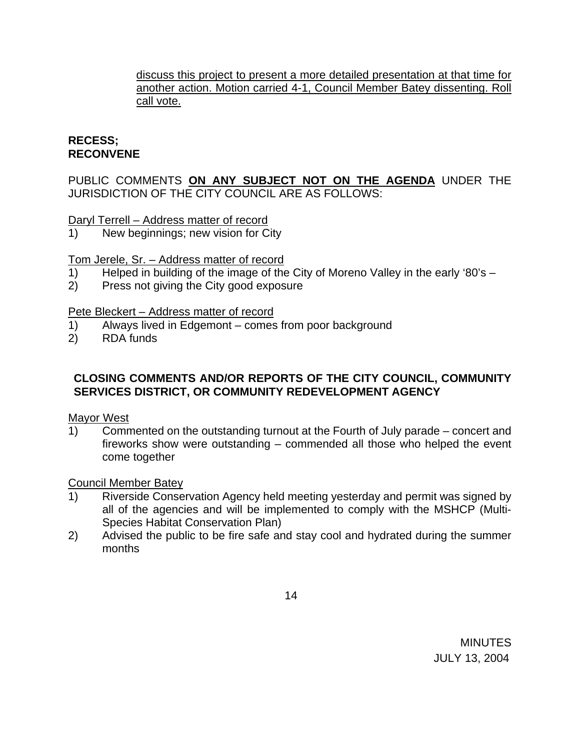discuss this project to present a more detailed presentation at that time for another action. Motion carried 4-1, Council Member Batey dissenting. Roll call vote.

**RECESS;**
**RECONVENE**

PUBLIC COMMENTS **ON ANY SUBJECT NOT ON THE AGENDA** UNDER THE JURISDICTION OF THE CITY COUNCIL ARE AS FOLLOWS:

Daryl Terrell – Address matter of record

1) New beginnings; new vision for City

Tom Jerele, Sr. – Address matter of record

1) Helped in building of the image of the City of Moreno Valley in the early '80's –
2) Press not giving the City good exposure

Pete Bleckert – Address matter of record

1) Always lived in Edgemont – comes from poor background
2) RDA funds

**CLOSING COMMENTS AND/OR REPORTS OF THE CITY COUNCIL, COMMUNITY SERVICES DISTRICT, OR COMMUNITY REDEVELOPMENT AGENCY**

Mayor West

1) Commented on the outstanding turnout at the Fourth of July parade – concert and fireworks show were outstanding – commended all those who helped the event come together

Council Member Batey

1) Riverside Conservation Agency held meeting yesterday and permit was signed by all of the agencies and will be implemented to comply with the MSHCP (Multi-Species Habitat Conservation Plan)
2) Advised the public to be fire safe and stay cool and hydrated during the summer months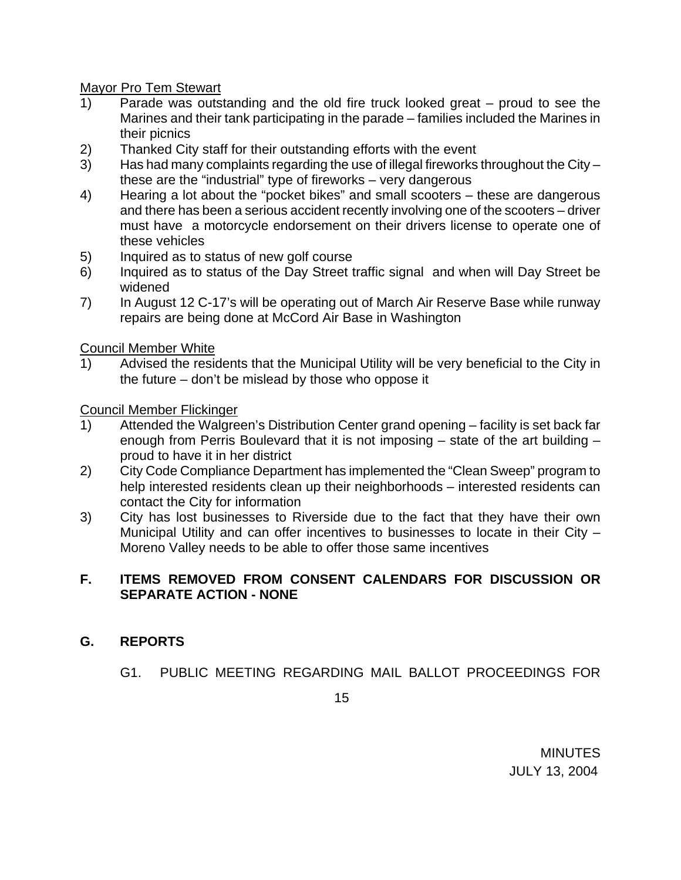Mayor Pro Tem Stewart

1) Parade was outstanding and the old fire truck looked great – proud to see the Marines and their tank participating in the parade – families included the Marines in their picnics
2) Thanked City staff for their outstanding efforts with the event
3) Has had many complaints regarding the use of illegal fireworks throughout the City – these are the "industrial" type of fireworks – very dangerous
4) Hearing a lot about the "pocket bikes" and small scooters – these are dangerous and there has been a serious accident recently involving one of the scooters – driver must have a motorcycle endorsement on their drivers license to operate one of these vehicles
5) Inquired as to status of new golf course
6) Inquired as to status of the Day Street traffic signal and when will Day Street be widened
7) In August 12 C-17's will be operating out of March Air Reserve Base while runway repairs are being done at McCord Air Base in Washington

Council Member White

1) Advised the residents that the Municipal Utility will be very beneficial to the City in the future – don't be mislead by those who oppose it

Council Member Flickinger

1) Attended the Walgreen's Distribution Center grand opening – facility is set back far enough from Perris Boulevard that it is not imposing – state of the art building – proud to have it in her district
2) City Code Compliance Department has implemented the "Clean Sweep" program to help interested residents clean up their neighborhoods – interested residents can contact the City for information
3) City has lost businesses to Riverside due to the fact that they have their own Municipal Utility and can offer incentives to businesses to locate in their City – Moreno Valley needs to be able to offer those same incentives

## F. ITEMS REMOVED FROM CONSENT CALENDARS FOR DISCUSSION OR SEPARATE ACTION - NONE

## G. REPORTS

G1. PUBLIC MEETING REGARDING MAIL BALLOT PROCEEDINGS FOR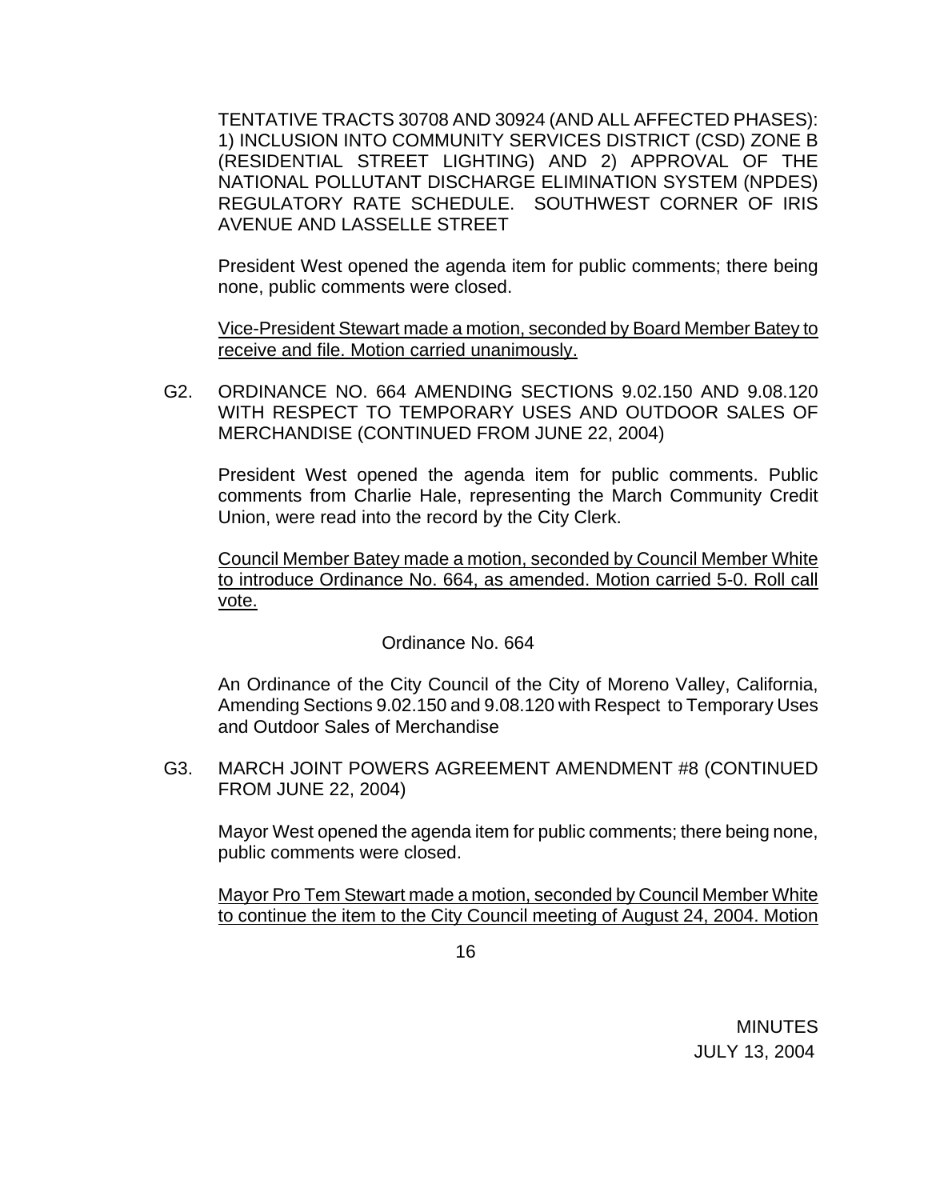TENTATIVE TRACTS 30708 AND 30924 (AND ALL AFFECTED PHASES): 1) INCLUSION INTO COMMUNITY SERVICES DISTRICT (CSD) ZONE B (RESIDENTIAL STREET LIGHTING) AND 2) APPROVAL OF THE NATIONAL POLLUTANT DISCHARGE ELIMINATION SYSTEM (NPDES) REGULATORY RATE SCHEDULE. SOUTHWEST CORNER OF IRIS AVENUE AND LASSELLE STREET

President West opened the agenda item for public comments; there being none, public comments were closed.

<u>Vice-President Stewart made a motion, seconded by Board Member Batey to receive and file. Motion carried unanimously.</u>

G2. ORDINANCE NO. 664 AMENDING SECTIONS 9.02.150 AND 9.08.120 WITH RESPECT TO TEMPORARY USES AND OUTDOOR SALES OF MERCHANDISE (CONTINUED FROM JUNE 22, 2004)

President West opened the agenda item for public comments. Public comments from Charlie Hale, representing the March Community Credit Union, were read into the record by the City Clerk.

<u>Council Member Batey made a motion, seconded by Council Member White to introduce Ordinance No. 664, as amended. Motion carried 5-0. Roll call vote.</u>

Ordinance No. 664

An Ordinance of the City Council of the City of Moreno Valley, California, Amending Sections 9.02.150 and 9.08.120 with Respect to Temporary Uses and Outdoor Sales of Merchandise

G3. MARCH JOINT POWERS AGREEMENT AMENDMENT #8 (CONTINUED FROM JUNE 22, 2004)

Mayor West opened the agenda item for public comments; there being none, public comments were closed.

<u>Mayor Pro Tem Stewart made a motion, seconded by Council Member White to continue the item to the City Council meeting of August 24, 2004. Motion</u>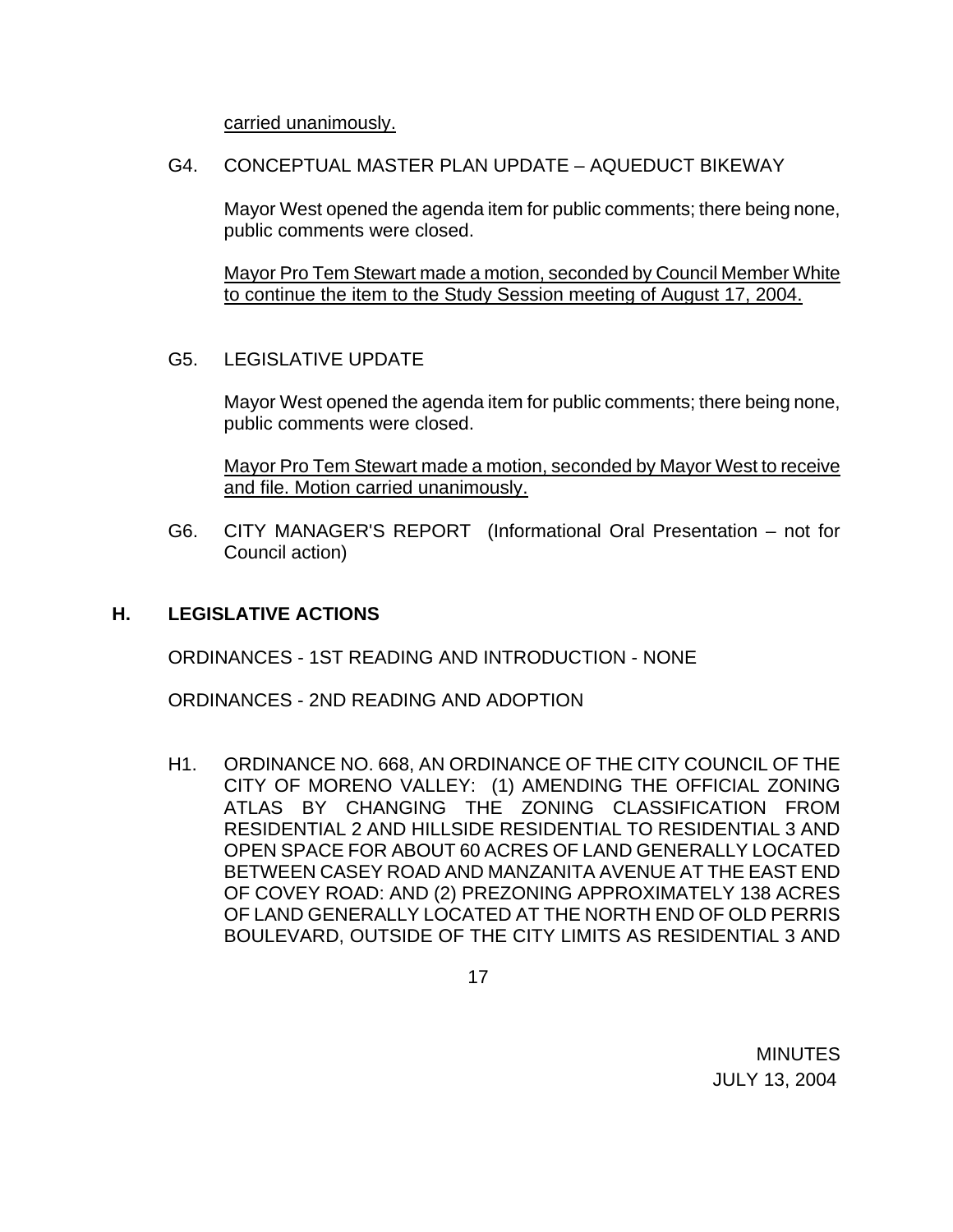carried unanimously.

G4. CONCEPTUAL MASTER PLAN UPDATE – AQUEDUCT BIKEWAY

Mayor West opened the agenda item for public comments; there being none, public comments were closed.

Mayor Pro Tem Stewart made a motion, seconded by Council Member White to continue the item to the Study Session meeting of August 17, 2004.

G5. LEGISLATIVE UPDATE

Mayor West opened the agenda item for public comments; there being none, public comments were closed.

Mayor Pro Tem Stewart made a motion, seconded by Mayor West to receive and file. Motion carried unanimously.

G6. CITY MANAGER'S REPORT (Informational Oral Presentation – not for Council action)

## H. LEGISLATIVE ACTIONS

ORDINANCES - 1ST READING AND INTRODUCTION - NONE

ORDINANCES - 2ND READING AND ADOPTION

H1. ORDINANCE NO. 668, AN ORDINANCE OF THE CITY COUNCIL OF THE CITY OF MORENO VALLEY: (1) AMENDING THE OFFICIAL ZONING ATLAS BY CHANGING THE ZONING CLASSIFICATION FROM RESIDENTIAL 2 AND HILLSIDE RESIDENTIAL TO RESIDENTIAL 3 AND OPEN SPACE FOR ABOUT 60 ACRES OF LAND GENERALLY LOCATED BETWEEN CASEY ROAD AND MANZANITA AVENUE AT THE EAST END OF COVEY ROAD: AND (2) PREZONING APPROXIMATELY 138 ACRES OF LAND GENERALLY LOCATED AT THE NORTH END OF OLD PERRIS BOULEVARD, OUTSIDE OF THE CITY LIMITS AS RESIDENTIAL 3 AND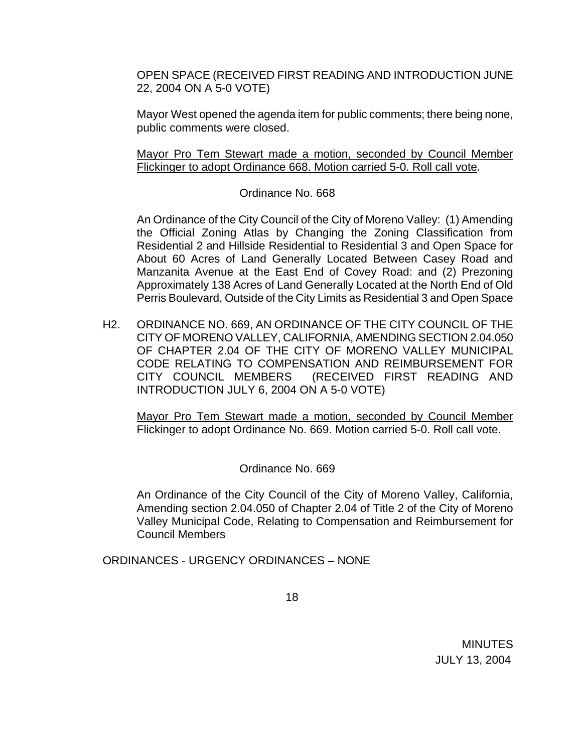OPEN SPACE (RECEIVED FIRST READING AND INTRODUCTION JUNE 22, 2004 ON A 5-0 VOTE)

Mayor West opened the agenda item for public comments; there being none, public comments were closed.

<u>Mayor Pro Tem Stewart made a motion, seconded by Council Member Flickinger to adopt Ordinance 668. Motion carried 5-0. Roll call vote</u>.

Ordinance No. 668

An Ordinance of the City Council of the City of Moreno Valley: (1) Amending the Official Zoning Atlas by Changing the Zoning Classification from Residential 2 and Hillside Residential to Residential 3 and Open Space for About 60 Acres of Land Generally Located Between Casey Road and Manzanita Avenue at the East End of Covey Road: and (2) Prezoning Approximately 138 Acres of Land Generally Located at the North End of Old Perris Boulevard, Outside of the City Limits as Residential 3 and Open Space

H2. ORDINANCE NO. 669, AN ORDINANCE OF THE CITY COUNCIL OF THE CITY OF MORENO VALLEY, CALIFORNIA, AMENDING SECTION 2.04.050 OF CHAPTER 2.04 OF THE CITY OF MORENO VALLEY MUNICIPAL CODE RELATING TO COMPENSATION AND REIMBURSEMENT FOR CITY COUNCIL MEMBERS (RECEIVED FIRST READING AND INTRODUCTION JULY 6, 2004 ON A 5-0 VOTE)

<u>Mayor Pro Tem Stewart made a motion, seconded by Council Member Flickinger to adopt Ordinance No. 669. Motion carried 5-0. Roll call vote.</u>

Ordinance No. 669

An Ordinance of the City Council of the City of Moreno Valley, California, Amending section 2.04.050 of Chapter 2.04 of Title 2 of the City of Moreno Valley Municipal Code, Relating to Compensation and Reimbursement for Council Members

ORDINANCES - URGENCY ORDINANCES – NONE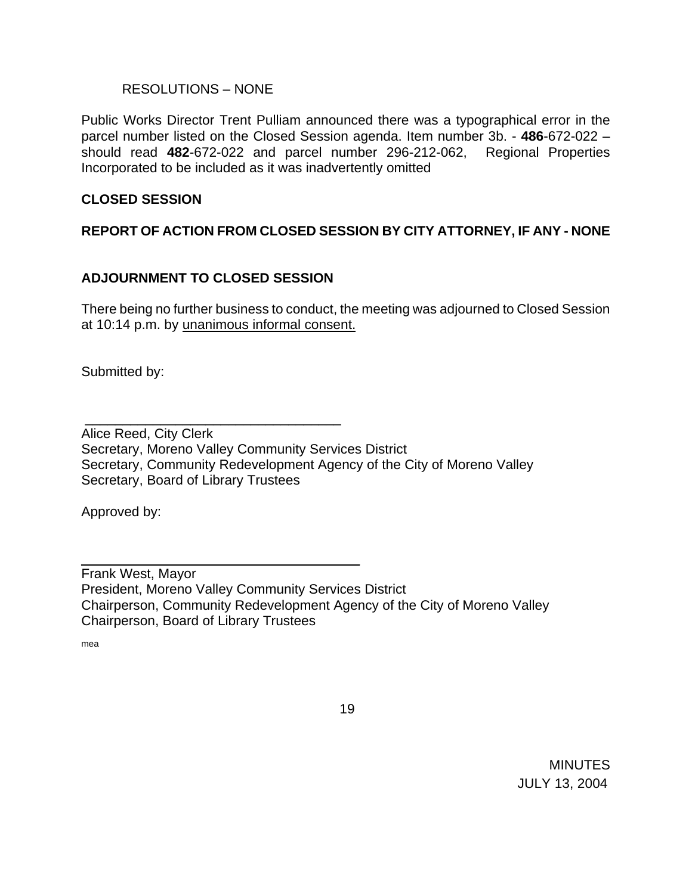RESOLUTIONS – NONE

Public Works Director Trent Pulliam announced there was a typographical error in the parcel number listed on the Closed Session agenda. Item number 3b. - **486**-672-022 – should read **482**-672-022 and parcel number 296-212-062, Regional Properties Incorporated to be included as it was inadvertently omitted

**CLOSED SESSION**

**REPORT OF ACTION FROM CLOSED SESSION BY CITY ATTORNEY, IF ANY - NONE**

**ADJOURNMENT TO CLOSED SESSION**

There being no further business to conduct, the meeting was adjourned to Closed Session at 10:14 p.m. by unanimous informal consent.

Submitted by:

\_\_\_\_\_\_\_\_\_\_\_\_\_\_\_\_\_\_\_\_\_\_\_\_\_\_\_\_\_\_\_\_\_\_\_
Alice Reed, City Clerk
Secretary, Moreno Valley Community Services District
Secretary, Community Redevelopment Agency of the City of Moreno Valley
Secretary, Board of Library Trustees

Approved by:

\_\_\_\_\_\_\_\_\_\_\_\_\_\_\_\_\_\_\_\_\_\_\_\_\_\_\_\_\_\_\_\_\_\_\_
Frank West, Mayor
President, Moreno Valley Community Services District
Chairperson, Community Redevelopment Agency of the City of Moreno Valley
Chairperson, Board of Library Trustees

mea